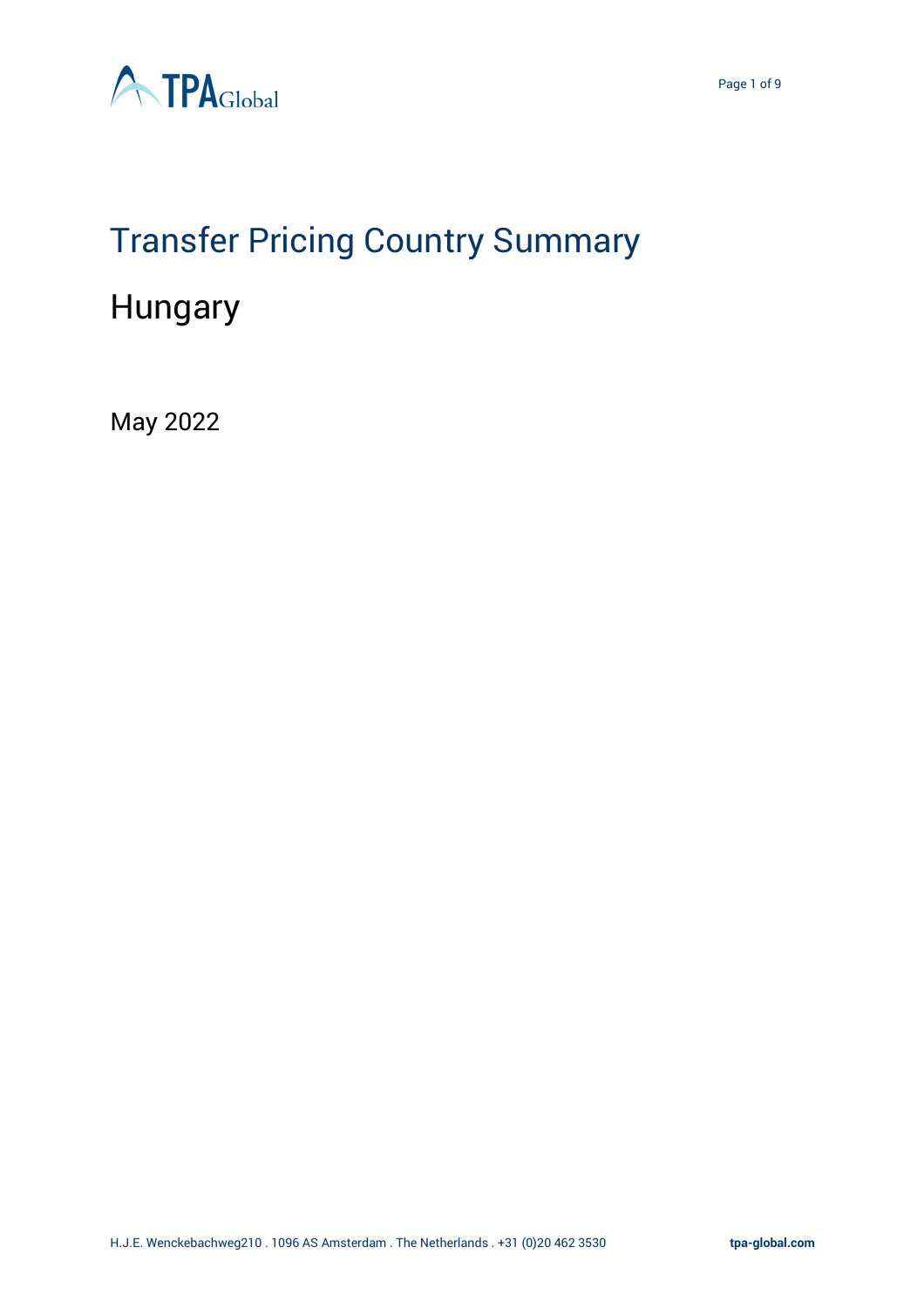# Transfer Pricing Country Summary

## Hungary

May 2022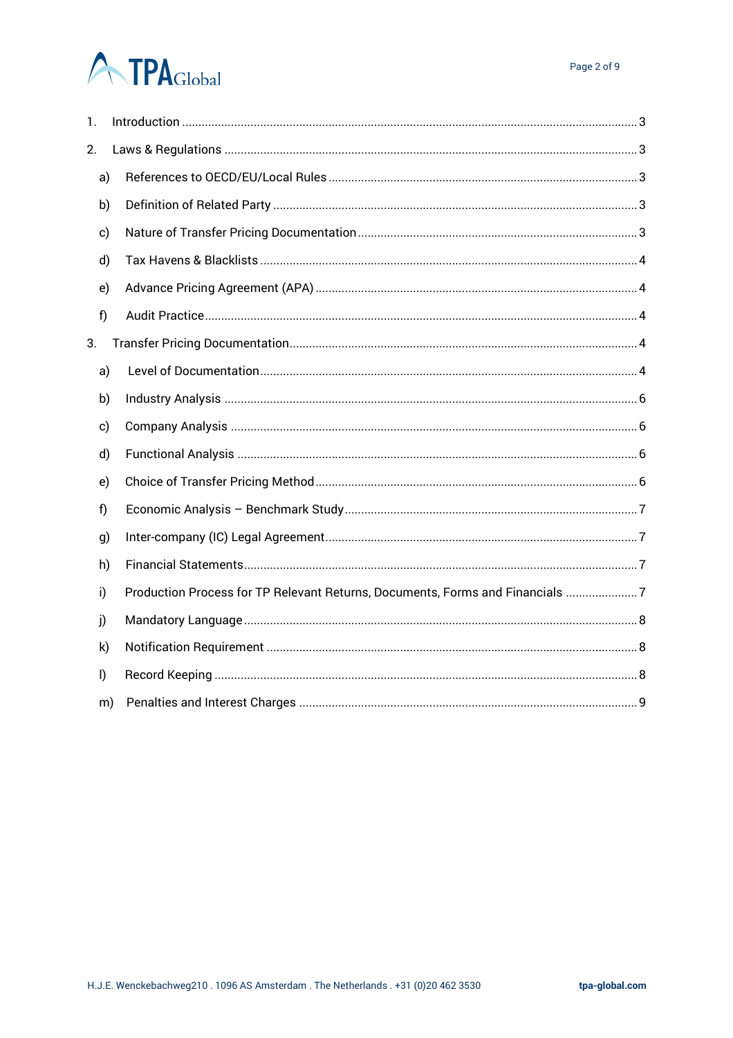1. Introduction ..... 3
2. Laws & Regulations ..... 3
   a) References to OECD/EU/Local Rules ..... 3
   b) Definition of Related Party ..... 3
   c) Nature of Transfer Pricing Documentation ..... 3
   d) Tax Havens & Blacklists ..... 4
   e) Advance Pricing Agreement (APA) ..... 4
   f) Audit Practice ..... 4
3. Transfer Pricing Documentation ..... 4
   a) Level of Documentation ..... 4
   b) Industry Analysis ..... 6
   c) Company Analysis ..... 6
   d) Functional Analysis ..... 6
   e) Choice of Transfer Pricing Method ..... 6
   f) Economic Analysis – Benchmark Study ..... 7
   g) Inter-company (IC) Legal Agreement ..... 7
   h) Financial Statements ..... 7
   i) Production Process for TP Relevant Returns, Documents, Forms and Financials ..... 7
   j) Mandatory Language ..... 8
   k) Notification Requirement ..... 8
   l) Record Keeping ..... 8
   m) Penalties and Interest Charges ..... 9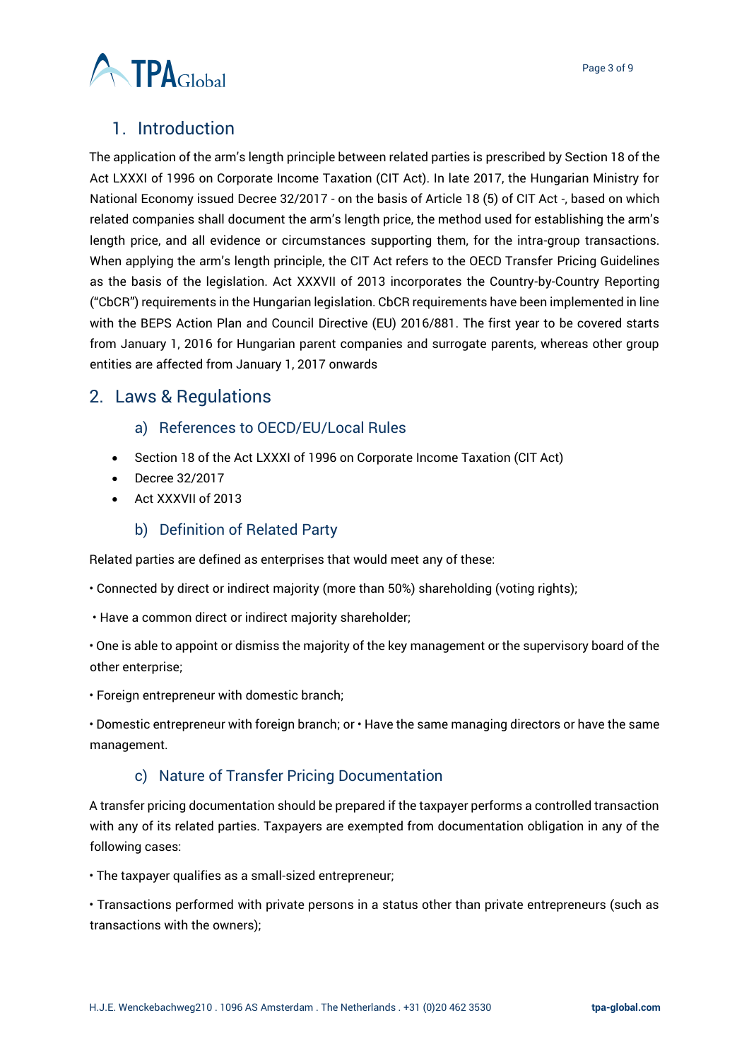## 1. Introduction

The application of the arm's length principle between related parties is prescribed by Section 18 of the Act LXXXI of 1996 on Corporate Income Taxation (CIT Act). In late 2017, the Hungarian Ministry for National Economy issued Decree 32/2017 - on the basis of Article 18 (5) of CIT Act -, based on which related companies shall document the arm's length price, the method used for establishing the arm's length price, and all evidence or circumstances supporting them, for the intra-group transactions. When applying the arm's length principle, the CIT Act refers to the OECD Transfer Pricing Guidelines as the basis of the legislation. Act XXXVII of 2013 incorporates the Country-by-Country Reporting ("CbCR") requirements in the Hungarian legislation. CbCR requirements have been implemented in line with the BEPS Action Plan and Council Directive (EU) 2016/881. The first year to be covered starts from January 1, 2016 for Hungarian parent companies and surrogate parents, whereas other group entities are affected from January 1, 2017 onwards

## 2. Laws & Regulations

### a) References to OECD/EU/Local Rules

- Section 18 of the Act LXXXI of 1996 on Corporate Income Taxation (CIT Act)
- Decree 32/2017
- Act XXXVII of 2013

### b) Definition of Related Party

Related parties are defined as enterprises that would meet any of these:

• Connected by direct or indirect majority (more than 50%) shareholding (voting rights);

• Have a common direct or indirect majority shareholder;

• One is able to appoint or dismiss the majority of the key management or the supervisory board of the other enterprise;

• Foreign entrepreneur with domestic branch;

• Domestic entrepreneur with foreign branch; or • Have the same managing directors or have the same management.

### c) Nature of Transfer Pricing Documentation

A transfer pricing documentation should be prepared if the taxpayer performs a controlled transaction with any of its related parties. Taxpayers are exempted from documentation obligation in any of the following cases:

• The taxpayer qualifies as a small-sized entrepreneur;

• Transactions performed with private persons in a status other than private entrepreneurs (such as transactions with the owners);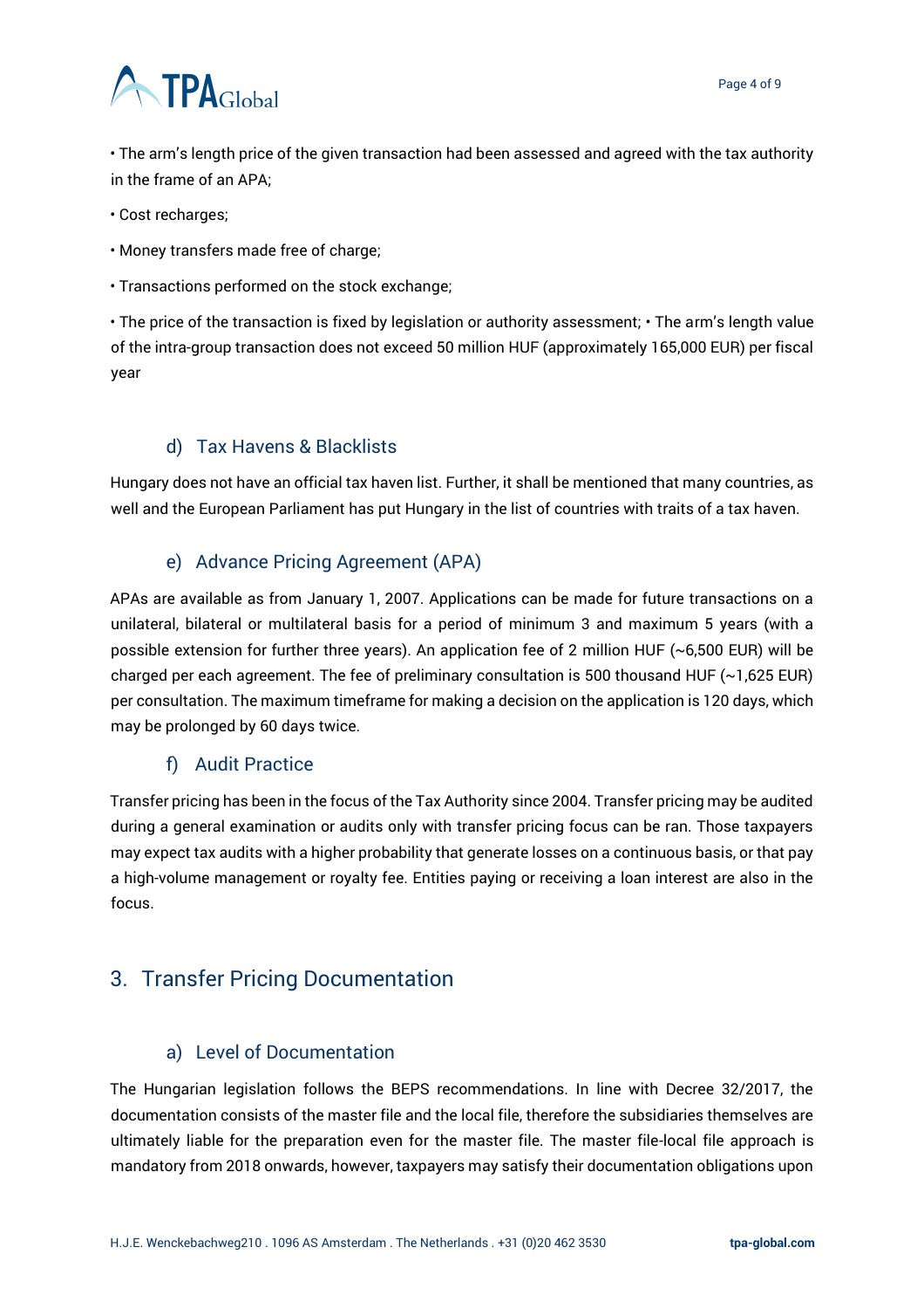- The arm's length price of the given transaction had been assessed and agreed with the tax authority in the frame of an APA;
- Cost recharges;
- Money transfers made free of charge;
- Transactions performed on the stock exchange;
- The price of the transaction is fixed by legislation or authority assessment; • The arm's length value of the intra-group transaction does not exceed 50 million HUF (approximately 165,000 EUR) per fiscal year

### d) Tax Havens & Blacklists

Hungary does not have an official tax haven list. Further, it shall be mentioned that many countries, as well and the European Parliament has put Hungary in the list of countries with traits of a tax haven.

### e) Advance Pricing Agreement (APA)

APAs are available as from January 1, 2007. Applications can be made for future transactions on a unilateral, bilateral or multilateral basis for a period of minimum 3 and maximum 5 years (with a possible extension for further three years). An application fee of 2 million HUF (~6,500 EUR) will be charged per each agreement. The fee of preliminary consultation is 500 thousand HUF (~1,625 EUR) per consultation. The maximum timeframe for making a decision on the application is 120 days, which may be prolonged by 60 days twice.

### f) Audit Practice

Transfer pricing has been in the focus of the Tax Authority since 2004. Transfer pricing may be audited during a general examination or audits only with transfer pricing focus can be ran. Those taxpayers may expect tax audits with a higher probability that generate losses on a continuous basis, or that pay a high-volume management or royalty fee. Entities paying or receiving a loan interest are also in the focus.

## 3. Transfer Pricing Documentation

### a) Level of Documentation

The Hungarian legislation follows the BEPS recommendations. In line with Decree 32/2017, the documentation consists of the master file and the local file, therefore the subsidiaries themselves are ultimately liable for the preparation even for the master file. The master file-local file approach is mandatory from 2018 onwards, however, taxpayers may satisfy their documentation obligations upon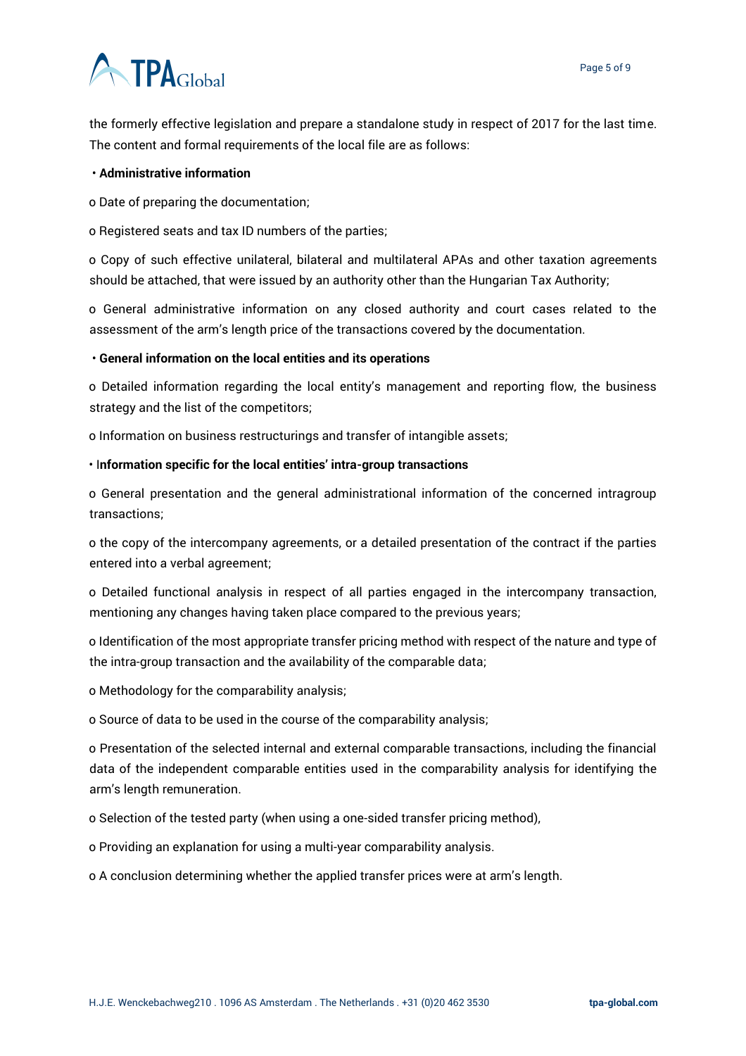the formerly effective legislation and prepare a standalone study in respect of 2017 for the last time. The content and formal requirements of the local file are as follows:

- **Administrative information**
  - Date of preparing the documentation;
  - Registered seats and tax ID numbers of the parties;
  - Copy of such effective unilateral, bilateral and multilateral APAs and other taxation agreements should be attached, that were issued by an authority other than the Hungarian Tax Authority;
  - General administrative information on any closed authority and court cases related to the assessment of the arm's length price of the transactions covered by the documentation.
- **General information on the local entities and its operations**
  - Detailed information regarding the local entity's management and reporting flow, the business strategy and the list of the competitors;
  - Information on business restructurings and transfer of intangible assets;
- **Information specific for the local entities' intra-group transactions**
  - General presentation and the general administrational information of the concerned intragroup transactions;
  - the copy of the intercompany agreements, or a detailed presentation of the contract if the parties entered into a verbal agreement;
  - Detailed functional analysis in respect of all parties engaged in the intercompany transaction, mentioning any changes having taken place compared to the previous years;
  - Identification of the most appropriate transfer pricing method with respect of the nature and type of the intra-group transaction and the availability of the comparable data;
  - Methodology for the comparability analysis;
  - Source of data to be used in the course of the comparability analysis;
  - Presentation of the selected internal and external comparable transactions, including the financial data of the independent comparable entities used in the comparability analysis for identifying the arm's length remuneration.
  - Selection of the tested party (when using a one-sided transfer pricing method),
  - Providing an explanation for using a multi-year comparability analysis.
  - A conclusion determining whether the applied transfer prices were at arm's length.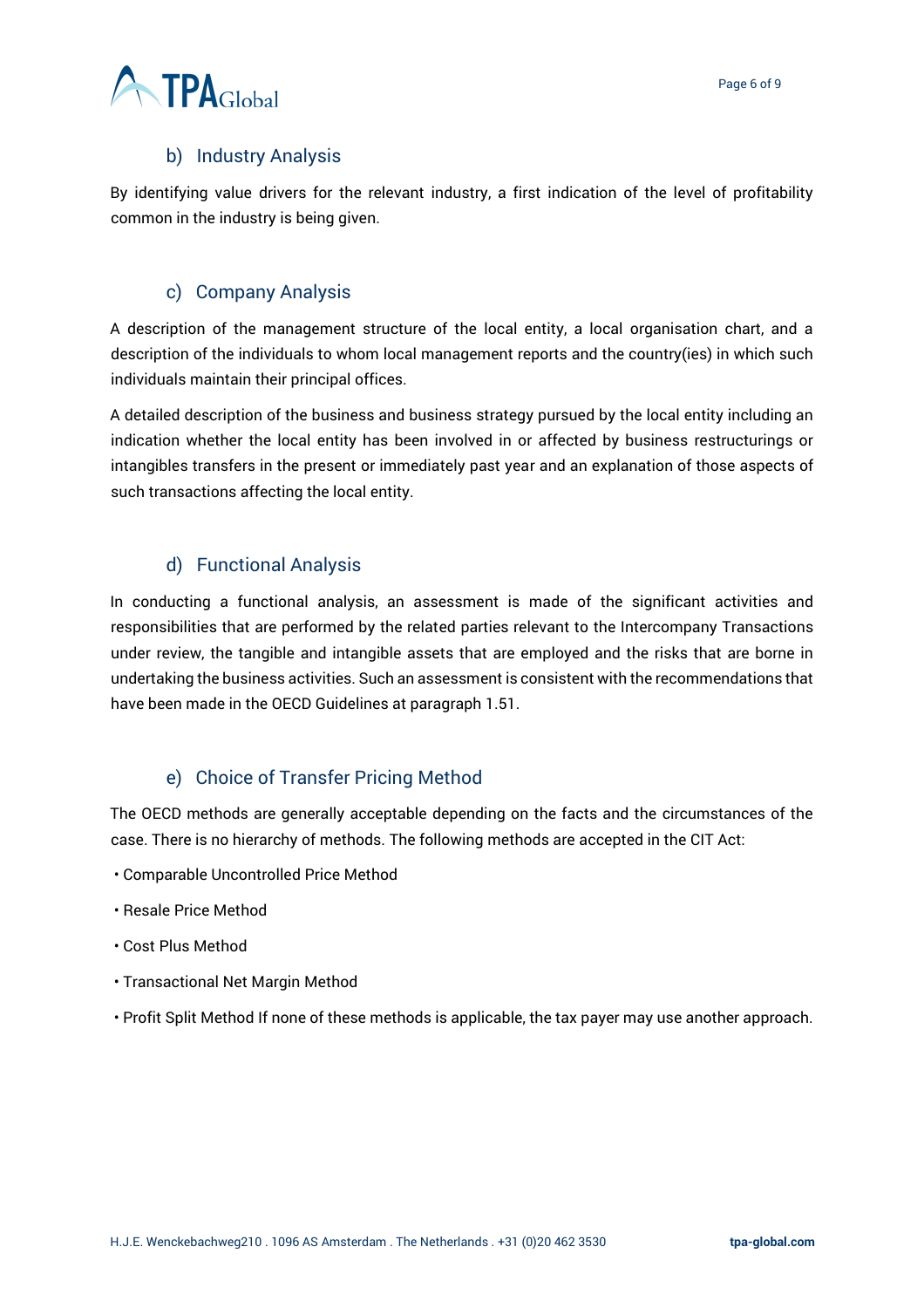### b) Industry Analysis

By identifying value drivers for the relevant industry, a first indication of the level of profitability common in the industry is being given.

### c) Company Analysis

A description of the management structure of the local entity, a local organisation chart, and a description of the individuals to whom local management reports and the country(ies) in which such individuals maintain their principal offices.

A detailed description of the business and business strategy pursued by the local entity including an indication whether the local entity has been involved in or affected by business restructurings or intangibles transfers in the present or immediately past year and an explanation of those aspects of such transactions affecting the local entity.

### d) Functional Analysis

In conducting a functional analysis, an assessment is made of the significant activities and responsibilities that are performed by the related parties relevant to the Intercompany Transactions under review, the tangible and intangible assets that are employed and the risks that are borne in undertaking the business activities. Such an assessment is consistent with the recommendations that have been made in the OECD Guidelines at paragraph 1.51.

### e) Choice of Transfer Pricing Method

The OECD methods are generally acceptable depending on the facts and the circumstances of the case. There is no hierarchy of methods. The following methods are accepted in the CIT Act:

- Comparable Uncontrolled Price Method
- Resale Price Method
- Cost Plus Method
- Transactional Net Margin Method
- Profit Split Method If none of these methods is applicable, the tax payer may use another approach.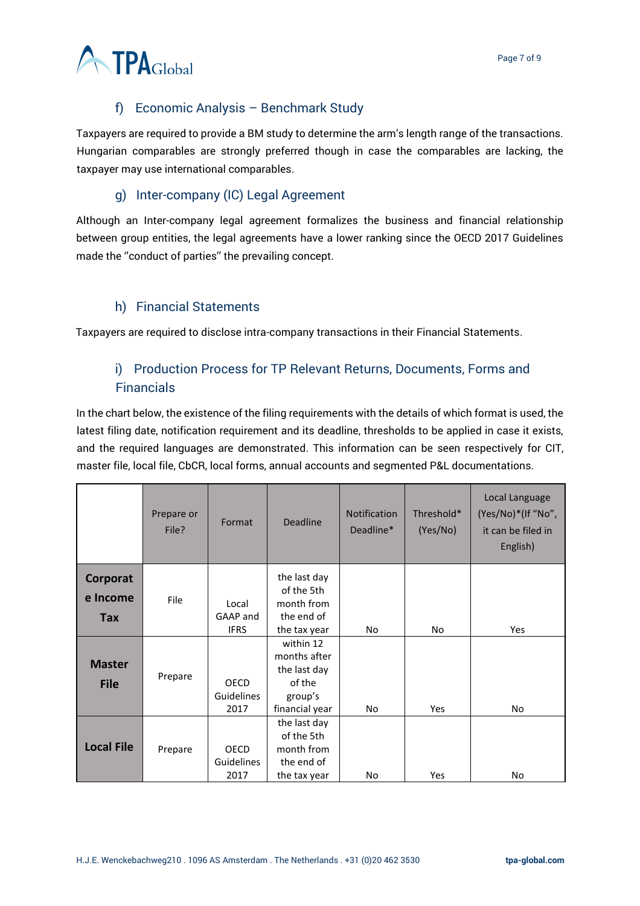### f) Economic Analysis – Benchmark Study

Taxpayers are required to provide a BM study to determine the arm's length range of the transactions. Hungarian comparables are strongly preferred though in case the comparables are lacking, the taxpayer may use international comparables.

### g) Inter-company (IC) Legal Agreement

Although an Inter-company legal agreement formalizes the business and financial relationship between group entities, the legal agreements have a lower ranking since the OECD 2017 Guidelines made the ''conduct of parties'' the prevailing concept.

### h) Financial Statements

Taxpayers are required to disclose intra-company transactions in their Financial Statements.

### i) Production Process for TP Relevant Returns, Documents, Forms and Financials

In the chart below, the existence of the filing requirements with the details of which format is used, the latest filing date, notification requirement and its deadline, thresholds to be applied in case it exists, and the required languages are demonstrated. This information can be seen respectively for CIT, master file, local file, CbCR, local forms, annual accounts and segmented P&L documentations.

| | Prepare or File? | Format | Deadline | Notification Deadline* | Threshold* (Yes/No) | Local Language (Yes/No)*(If "No", it can be filed in English) |
|---|---|---|---|---|---|---|
| **Corporate Income Tax** | File | Local GAAP and IFRS | the last day of the 5th month from the end of the tax year | No | No | Yes |
| **Master File** | Prepare | OECD Guidelines 2017 | within 12 months after the last day of the group's financial year | No | Yes | No |
| **Local File** | Prepare | OECD Guidelines 2017 | the last day of the 5th month from the end of the tax year | No | Yes | No |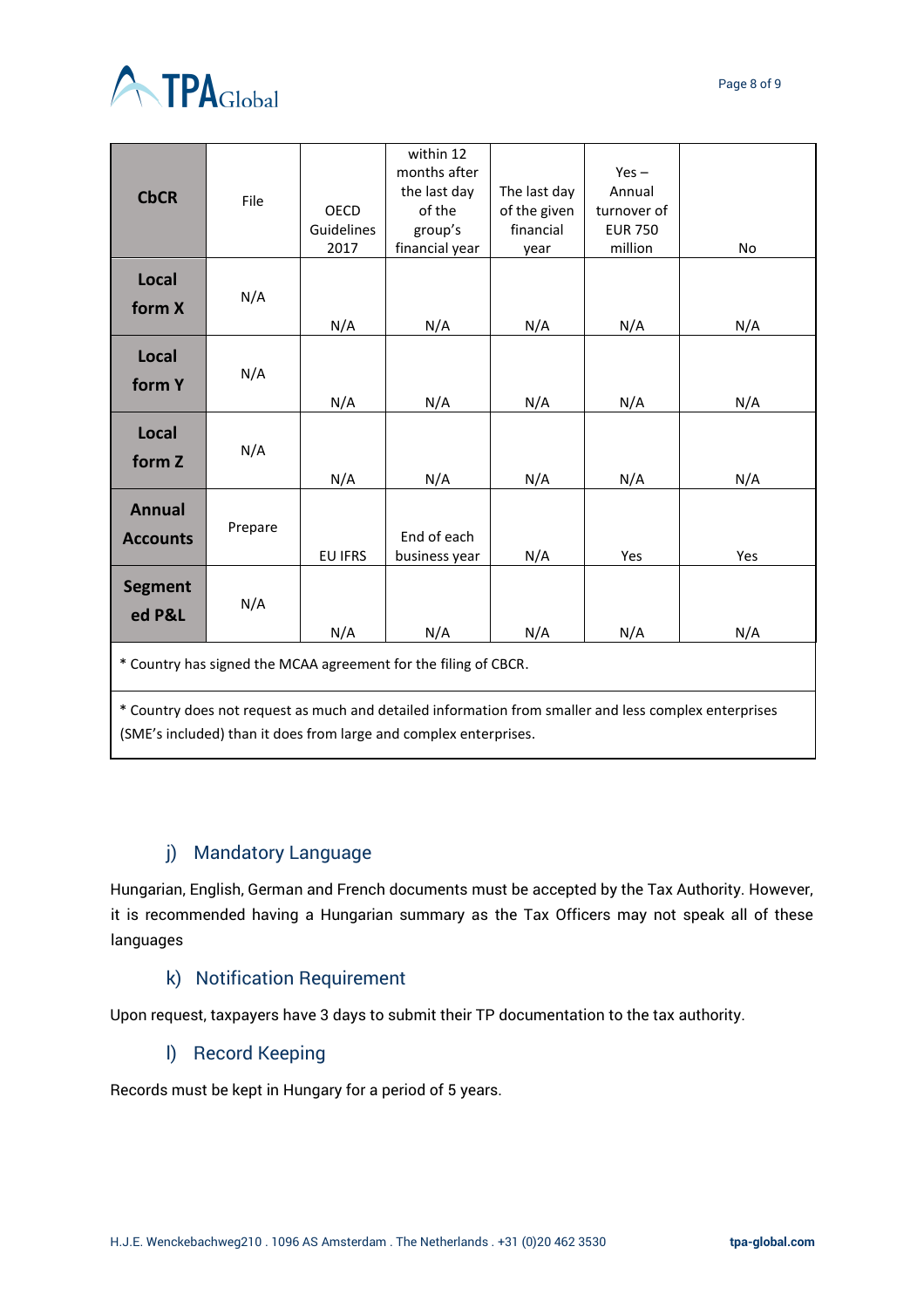| **CbCR** | File | OECD Guidelines 2017 | within 12 months after the last day of the group's financial year | The last day of the given financial year | Yes – Annual turnover of EUR 750 million | No |
|---|---|---|---|---|---|---|
| **Local form X** | N/A | N/A | N/A | N/A | N/A | N/A |
| **Local form Y** | N/A | N/A | N/A | N/A | N/A | N/A |
| **Local form Z** | N/A | N/A | N/A | N/A | N/A | N/A |
| **Annual Accounts** | Prepare | EU IFRS | End of each business year | N/A | Yes | Yes |
| **Segmented P&L** | N/A | N/A | N/A | N/A | N/A | N/A |

* Country has signed the MCAA agreement for the filing of CBCR.

* Country does not request as much and detailed information from smaller and less complex enterprises (SME's included) than it does from large and complex enterprises.

## j) Mandatory Language

Hungarian, English, German and French documents must be accepted by the Tax Authority. However, it is recommended having a Hungarian summary as the Tax Officers may not speak all of these languages

## k) Notification Requirement

Upon request, taxpayers have 3 days to submit their TP documentation to the tax authority.

## l) Record Keeping

Records must be kept in Hungary for a period of 5 years.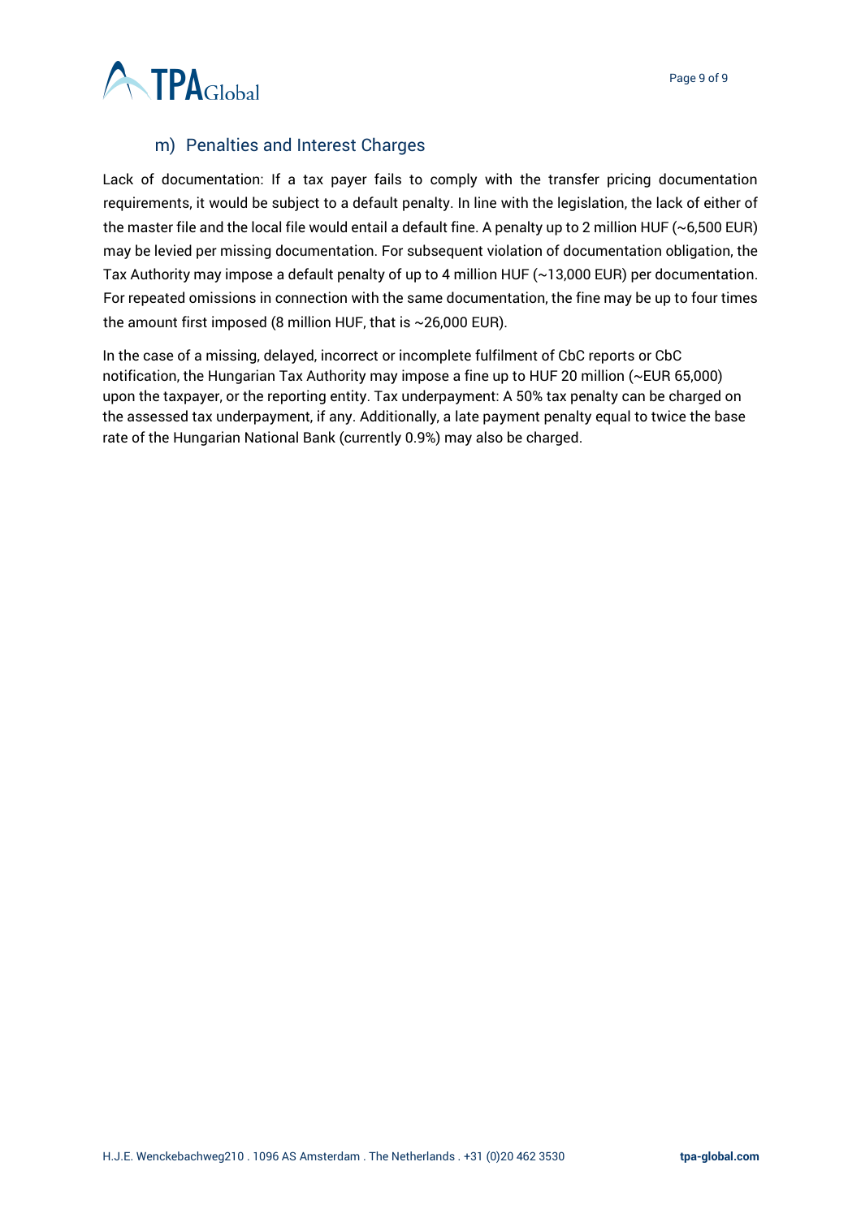### m) Penalties and Interest Charges

Lack of documentation: If a tax payer fails to comply with the transfer pricing documentation requirements, it would be subject to a default penalty. In line with the legislation, the lack of either of the master file and the local file would entail a default fine. A penalty up to 2 million HUF (~6,500 EUR) may be levied per missing documentation. For subsequent violation of documentation obligation, the Tax Authority may impose a default penalty of up to 4 million HUF (~13,000 EUR) per documentation. For repeated omissions in connection with the same documentation, the fine may be up to four times the amount first imposed (8 million HUF, that is ~26,000 EUR).

In the case of a missing, delayed, incorrect or incomplete fulfilment of CbC reports or CbC notification, the Hungarian Tax Authority may impose a fine up to HUF 20 million (~EUR 65,000) upon the taxpayer, or the reporting entity. Tax underpayment: A 50% tax penalty can be charged on the assessed tax underpayment, if any. Additionally, a late payment penalty equal to twice the base rate of the Hungarian National Bank (currently 0.9%) may also be charged.